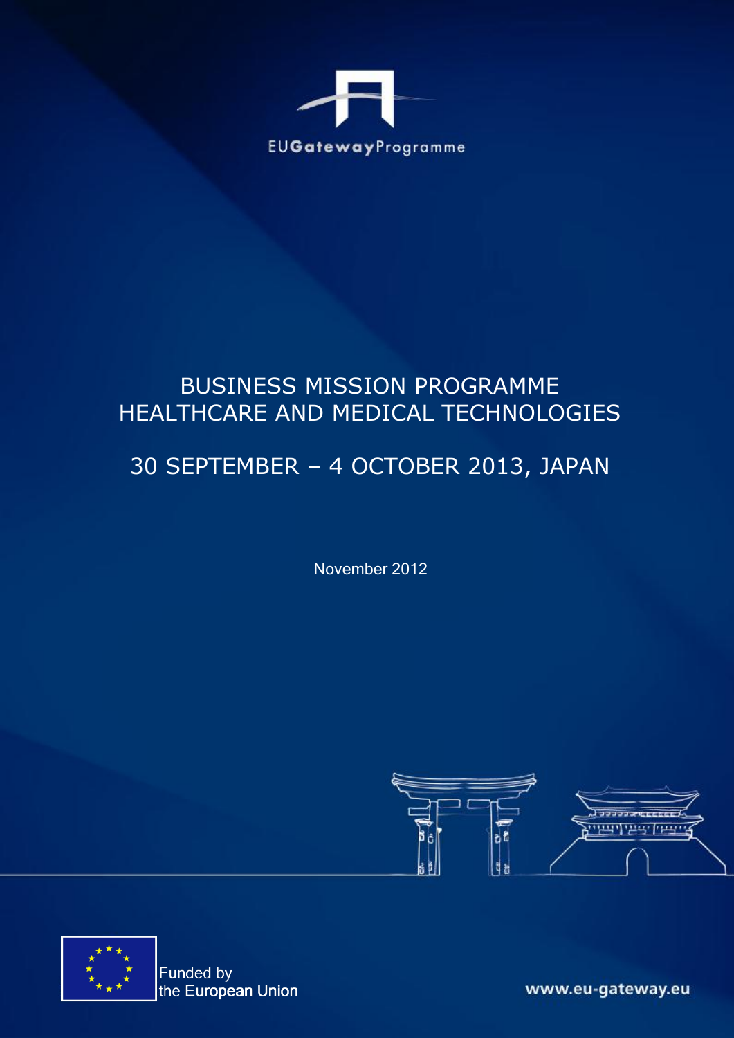EUGatewayProgramme

# BUSINESS MISSION PROGRAMME HEALTHCARE AND MEDICAL TECHNOLOGIES

## 30 SEPTEMBER – 4 OCTOBER 2013, JAPAN

November 2012

Funded by the European Union

www.eu-gateway.eu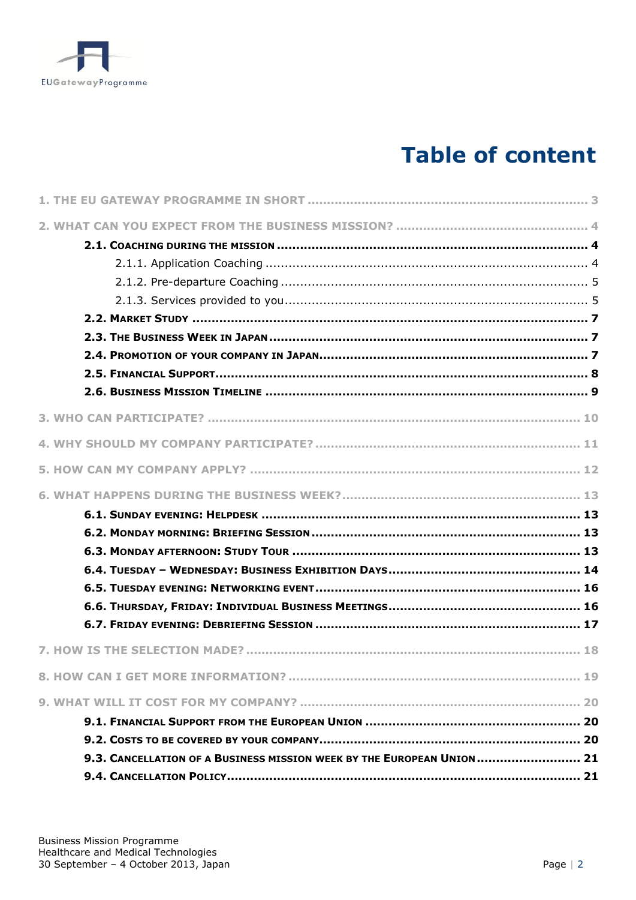# Table of content

1. THE EU GATEWAY PROGRAMME IN SHORT ........ 3

2. WHAT CAN YOU EXPECT FROM THE BUSINESS MISSION? ........ 4
   - **2.1. Coaching during the mission** ........ 4
     - 2.1.1. Application Coaching ........ 4
     - 2.1.2. Pre-departure Coaching ........ 5
     - 2.1.3. Services provided to you ........ 5
   - **2.2. Market Study** ........ 7
   - **2.3. The Business Week in Japan** ........ 7
   - **2.4. Promotion of your company in Japan** ........ 7
   - **2.5. Financial Support** ........ 8
   - **2.6. Business Mission Timeline** ........ 9

3. WHO CAN PARTICIPATE? ........ 10

4. WHY SHOULD MY COMPANY PARTICIPATE? ........ 11

5. HOW CAN MY COMPANY APPLY? ........ 12

6. WHAT HAPPENS DURING THE BUSINESS WEEK? ........ 13
   - **6.1. Sunday evening: Helpdesk** ........ 13
   - **6.2. Monday morning: Briefing Session** ........ 13
   - **6.3. Monday afternoon: Study Tour** ........ 13
   - **6.4. Tuesday – Wednesday: Business Exhibition Days** ........ 14
   - **6.5. Tuesday evening: Networking Event** ........ 16
   - **6.6. Thursday, Friday: Individual Business Meetings** ........ 16
   - **6.7. Friday evening: Debriefing Session** ........ 17

7. HOW IS THE SELECTION MADE? ........ 18

8. HOW CAN I GET MORE INFORMATION? ........ 19

9. WHAT WILL IT COST FOR MY COMPANY? ........ 20
   - **9.1. Financial Support from the European Union** ........ 20
   - **9.2. Costs to be covered by your company** ........ 20
   - **9.3. Cancellation of a Business mission week by the European Union** ........ 21
   - **9.4. Cancellation Policy** ........ 21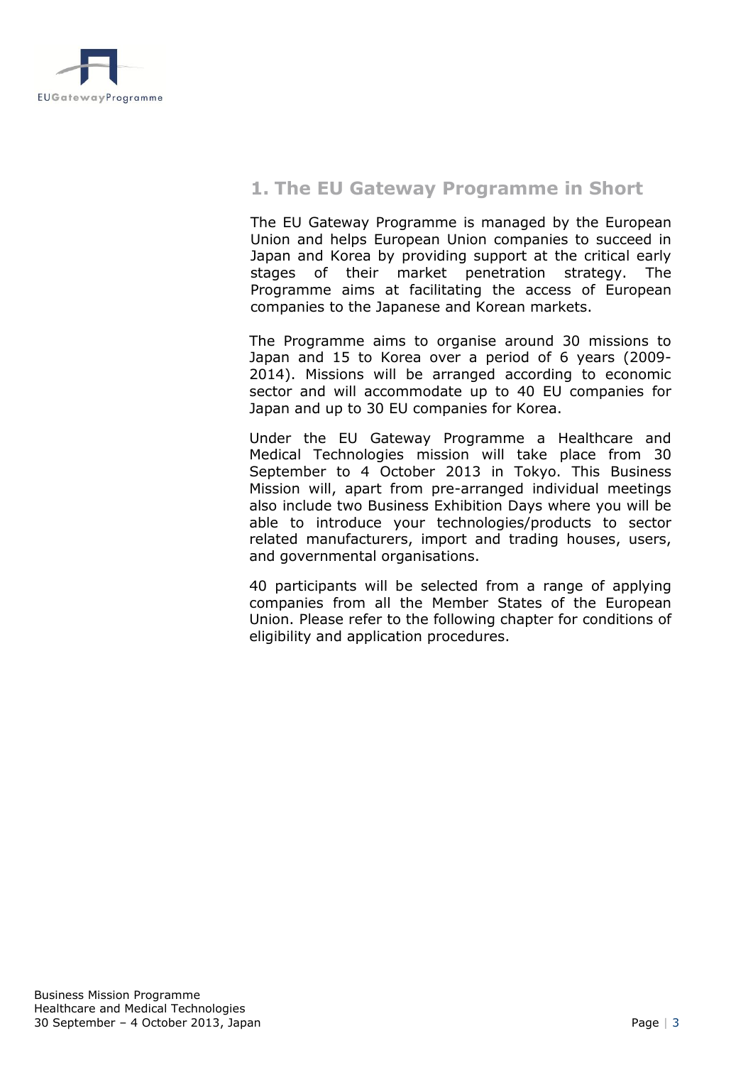# 1. The EU Gateway Programme in Short

The EU Gateway Programme is managed by the European Union and helps European Union companies to succeed in Japan and Korea by providing support at the critical early stages of their market penetration strategy. The Programme aims at facilitating the access of European companies to the Japanese and Korean markets.

The Programme aims to organise around 30 missions to Japan and 15 to Korea over a period of 6 years (2009-2014). Missions will be arranged according to economic sector and will accommodate up to 40 EU companies for Japan and up to 30 EU companies for Korea.

Under the EU Gateway Programme a Healthcare and Medical Technologies mission will take place from 30 September to 4 October 2013 in Tokyo. This Business Mission will, apart from pre-arranged individual meetings also include two Business Exhibition Days where you will be able to introduce your technologies/products to sector related manufacturers, import and trading houses, users, and governmental organisations.

40 participants will be selected from a range of applying companies from all the Member States of the European Union. Please refer to the following chapter for conditions of eligibility and application procedures.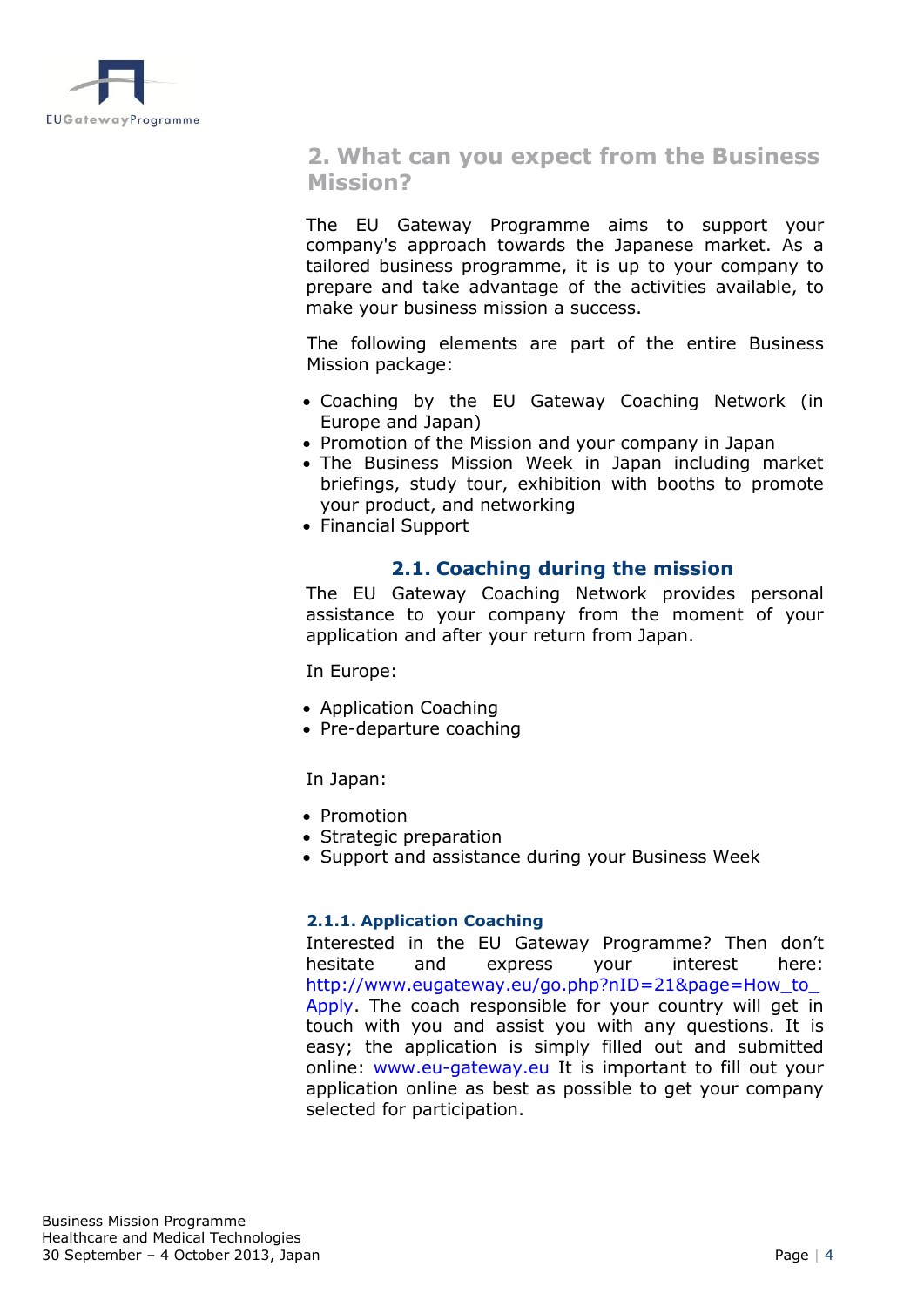## 2. What can you expect from the Business Mission?

The EU Gateway Programme aims to support your company's approach towards the Japanese market. As a tailored business programme, it is up to your company to prepare and take advantage of the activities available, to make your business mission a success.

The following elements are part of the entire Business Mission package:

- Coaching by the EU Gateway Coaching Network (in Europe and Japan)
- Promotion of the Mission and your company in Japan
- The Business Mission Week in Japan including market briefings, study tour, exhibition with booths to promote your product, and networking
- Financial Support

### 2.1. Coaching during the mission

The EU Gateway Coaching Network provides personal assistance to your company from the moment of your application and after your return from Japan.

In Europe:

- Application Coaching
- Pre-departure coaching

In Japan:

- Promotion
- Strategic preparation
- Support and assistance during your Business Week

#### 2.1.1. Application Coaching

Interested in the EU Gateway Programme? Then don't hesitate and express your interest here: http://www.eugateway.eu/go.php?nID=21&page=How_to_Apply. The coach responsible for your country will get in touch with you and assist you with any questions. It is easy; the application is simply filled out and submitted online: www.eu-gateway.eu It is important to fill out your application online as best as possible to get your company selected for participation.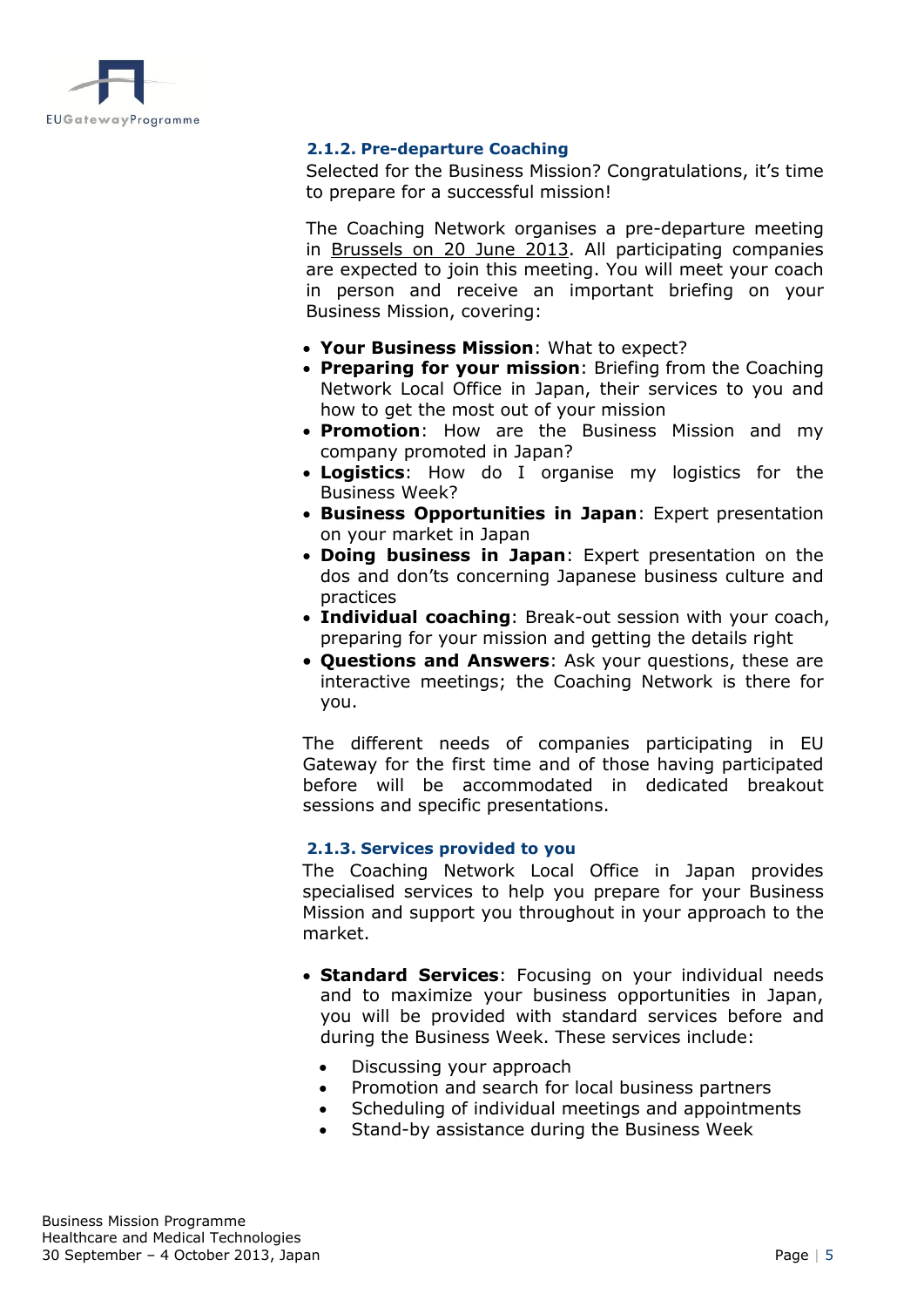### 2.1.2. Pre-departure Coaching

Selected for the Business Mission? Congratulations, it's time to prepare for a successful mission!

The Coaching Network organises a pre-departure meeting in Brussels on 20 June 2013. All participating companies are expected to join this meeting. You will meet your coach in person and receive an important briefing on your Business Mission, covering:

- **Your Business Mission**: What to expect?
- **Preparing for your mission**: Briefing from the Coaching Network Local Office in Japan, their services to you and how to get the most out of your mission
- **Promotion**: How are the Business Mission and my company promoted in Japan?
- **Logistics**: How do I organise my logistics for the Business Week?
- **Business Opportunities in Japan**: Expert presentation on your market in Japan
- **Doing business in Japan**: Expert presentation on the dos and don'ts concerning Japanese business culture and practices
- **Individual coaching**: Break-out session with your coach, preparing for your mission and getting the details right
- **Questions and Answers**: Ask your questions, these are interactive meetings; the Coaching Network is there for you.

The different needs of companies participating in EU Gateway for the first time and of those having participated before will be accommodated in dedicated breakout sessions and specific presentations.

### 2.1.3. Services provided to you

The Coaching Network Local Office in Japan provides specialised services to help you prepare for your Business Mission and support you throughout in your approach to the market.

- **Standard Services**: Focusing on your individual needs and to maximize your business opportunities in Japan, you will be provided with standard services before and during the Business Week. These services include:
  - Discussing your approach
  - Promotion and search for local business partners
  - Scheduling of individual meetings and appointments
  - Stand-by assistance during the Business Week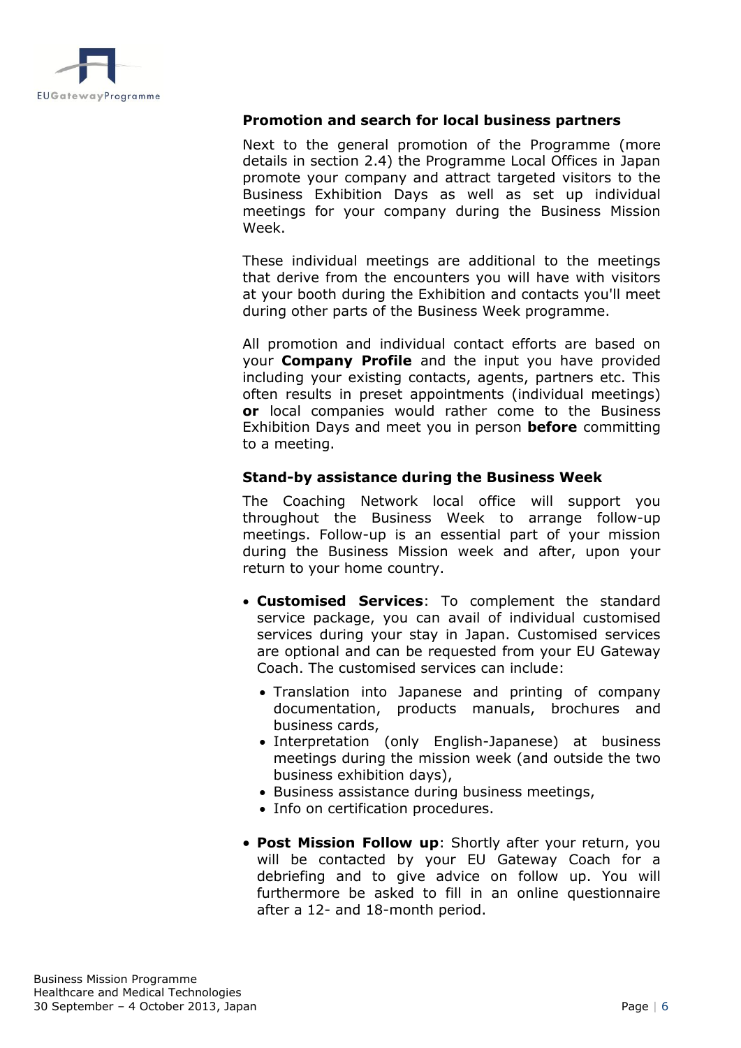### Promotion and search for local business partners

Next to the general promotion of the Programme (more details in section 2.4) the Programme Local Offices in Japan promote your company and attract targeted visitors to the Business Exhibition Days as well as set up individual meetings for your company during the Business Mission Week.

These individual meetings are additional to the meetings that derive from the encounters you will have with visitors at your booth during the Exhibition and contacts you'll meet during other parts of the Business Week programme.

All promotion and individual contact efforts are based on your **Company Profile** and the input you have provided including your existing contacts, agents, partners etc. This often results in preset appointments (individual meetings) **or** local companies would rather come to the Business Exhibition Days and meet you in person **before** committing to a meeting.

### Stand-by assistance during the Business Week

The Coaching Network local office will support you throughout the Business Week to arrange follow-up meetings. Follow-up is an essential part of your mission during the Business Mission week and after, upon your return to your home country.

- **Customised Services**: To complement the standard service package, you can avail of individual customised services during your stay in Japan. Customised services are optional and can be requested from your EU Gateway Coach. The customised services can include:
  - Translation into Japanese and printing of company documentation, products manuals, brochures and business cards,
  - Interpretation (only English-Japanese) at business meetings during the mission week (and outside the two business exhibition days),
  - Business assistance during business meetings,
  - Info on certification procedures.

- **Post Mission Follow up**: Shortly after your return, you will be contacted by your EU Gateway Coach for a debriefing and to give advice on follow up. You will furthermore be asked to fill in an online questionnaire after a 12- and 18-month period.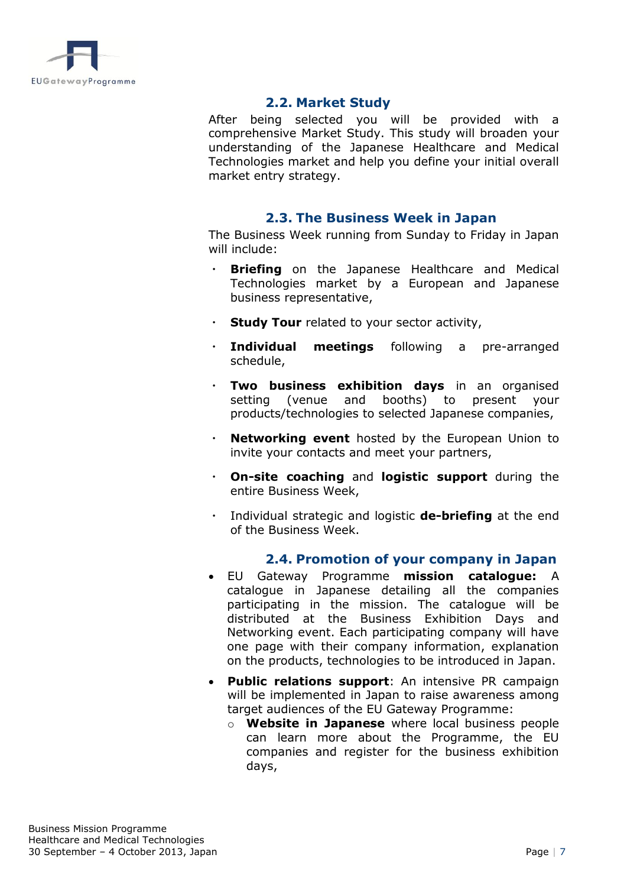## 2.2. Market Study

After being selected you will be provided with a comprehensive Market Study. This study will broaden your understanding of the Japanese Healthcare and Medical Technologies market and help you define your initial overall market entry strategy.

## 2.3. The Business Week in Japan

The Business Week running from Sunday to Friday in Japan will include:

- **Briefing** on the Japanese Healthcare and Medical Technologies market by a European and Japanese business representative,
- **Study Tour** related to your sector activity,
- **Individual meetings** following a pre-arranged schedule,
- **Two business exhibition days** in an organised setting (venue and booths) to present your products/technologies to selected Japanese companies,
- **Networking event** hosted by the European Union to invite your contacts and meet your partners,
- **On-site coaching** and **logistic support** during the entire Business Week,
- Individual strategic and logistic **de-briefing** at the end of the Business Week.

## 2.4. Promotion of your company in Japan

- EU Gateway Programme **mission catalogue:** A catalogue in Japanese detailing all the companies participating in the mission. The catalogue will be distributed at the Business Exhibition Days and Networking event. Each participating company will have one page with their company information, explanation on the products, technologies to be introduced in Japan.
- **Public relations support**: An intensive PR campaign will be implemented in Japan to raise awareness among target audiences of the EU Gateway Programme:
  - **Website in Japanese** where local business people can learn more about the Programme, the EU companies and register for the business exhibition days,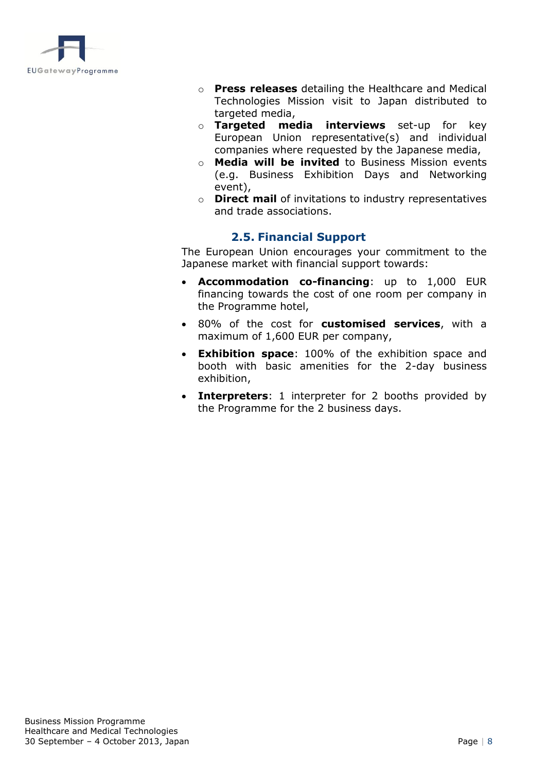- **Press releases** detailing the Healthcare and Medical Technologies Mission visit to Japan distributed to targeted media,
- **Targeted media interviews** set-up for key European Union representative(s) and individual companies where requested by the Japanese media,
- **Media will be invited** to Business Mission events (e.g. Business Exhibition Days and Networking event),
- **Direct mail** of invitations to industry representatives and trade associations.

## 2.5. Financial Support

The European Union encourages your commitment to the Japanese market with financial support towards:

- **Accommodation co-financing**: up to 1,000 EUR financing towards the cost of one room per company in the Programme hotel,
- 80% of the cost for **customised services**, with a maximum of 1,600 EUR per company,
- **Exhibition space**: 100% of the exhibition space and booth with basic amenities for the 2-day business exhibition,
- **Interpreters**: 1 interpreter for 2 booths provided by the Programme for the 2 business days.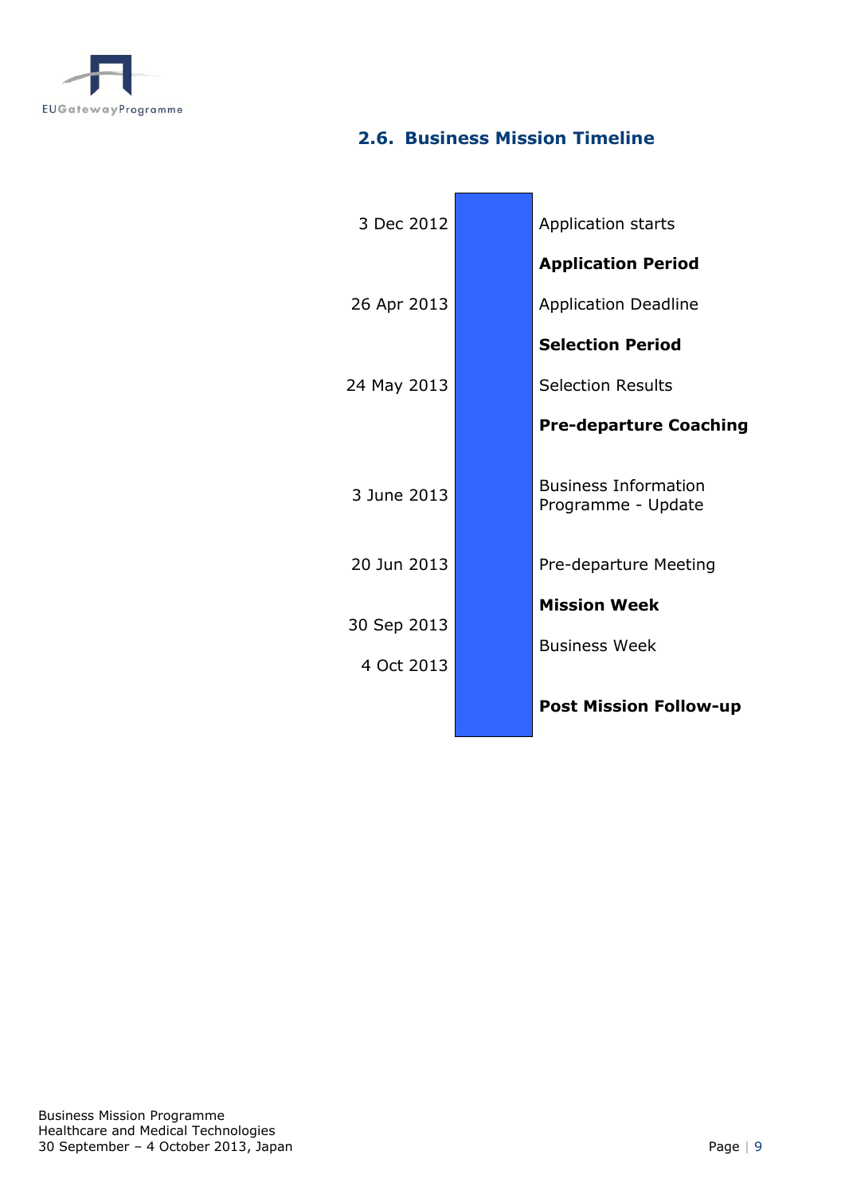## 2.6. Business Mission Timeline

| Date | Event |
|---|---|
| 3 Dec 2012 | Application starts |
| | **Application Period** |
| 26 Apr 2013 | Application Deadline |
| | **Selection Period** |
| 24 May 2013 | Selection Results |
| | **Pre-departure Coaching** |
| 3 June 2013 | Business Information Programme - Update |
| 20 Jun 2013 | Pre-departure Meeting |
| | **Mission Week** |
| 30 Sep 2013 – 4 Oct 2013 | Business Week |
| | **Post Mission Follow-up** |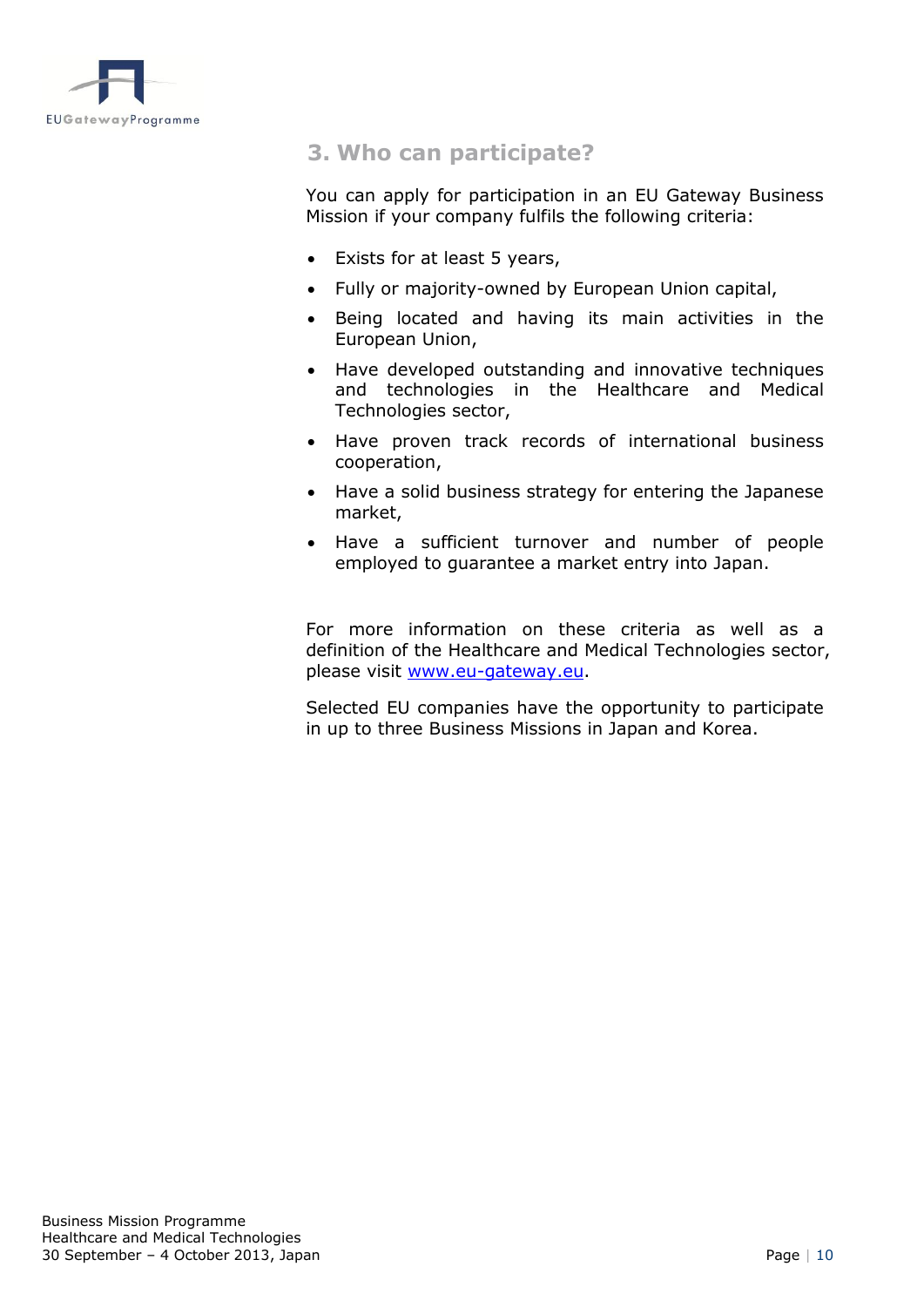## 3. Who can participate?

You can apply for participation in an EU Gateway Business Mission if your company fulfils the following criteria:

- Exists for at least 5 years,
- Fully or majority-owned by European Union capital,
- Being located and having its main activities in the European Union,
- Have developed outstanding and innovative techniques and technologies in the Healthcare and Medical Technologies sector,
- Have proven track records of international business cooperation,
- Have a solid business strategy for entering the Japanese market,
- Have a sufficient turnover and number of people employed to guarantee a market entry into Japan.

For more information on these criteria as well as a definition of the Healthcare and Medical Technologies sector, please visit [www.eu-gateway.eu](http://www.eu-gateway.eu).

Selected EU companies have the opportunity to participate in up to three Business Missions in Japan and Korea.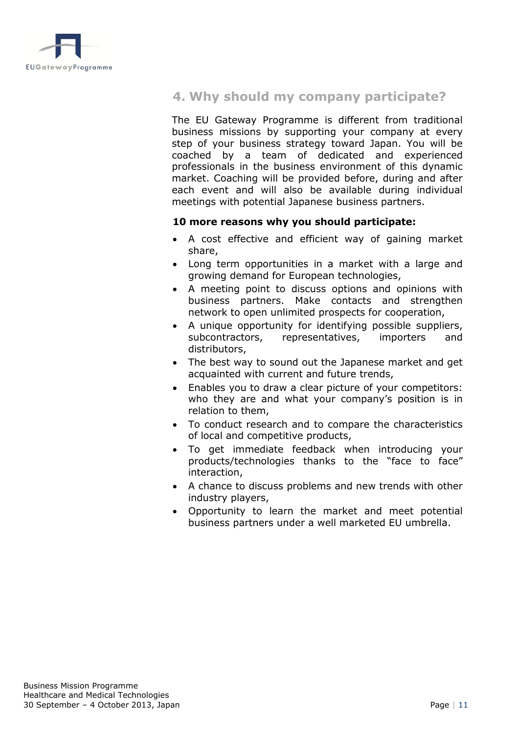## 4. Why should my company participate?

The EU Gateway Programme is different from traditional business missions by supporting your company at every step of your business strategy toward Japan. You will be coached by a team of dedicated and experienced professionals in the business environment of this dynamic market. Coaching will be provided before, during and after each event and will also be available during individual meetings with potential Japanese business partners.

**10 more reasons why you should participate:**

- A cost effective and efficient way of gaining market share,
- Long term opportunities in a market with a large and growing demand for European technologies,
- A meeting point to discuss options and opinions with business partners. Make contacts and strengthen network to open unlimited prospects for cooperation,
- A unique opportunity for identifying possible suppliers, subcontractors, representatives, importers and distributors,
- The best way to sound out the Japanese market and get acquainted with current and future trends,
- Enables you to draw a clear picture of your competitors: who they are and what your company's position is in relation to them,
- To conduct research and to compare the characteristics of local and competitive products,
- To get immediate feedback when introducing your products/technologies thanks to the "face to face" interaction,
- A chance to discuss problems and new trends with other industry players,
- Opportunity to learn the market and meet potential business partners under a well marketed EU umbrella.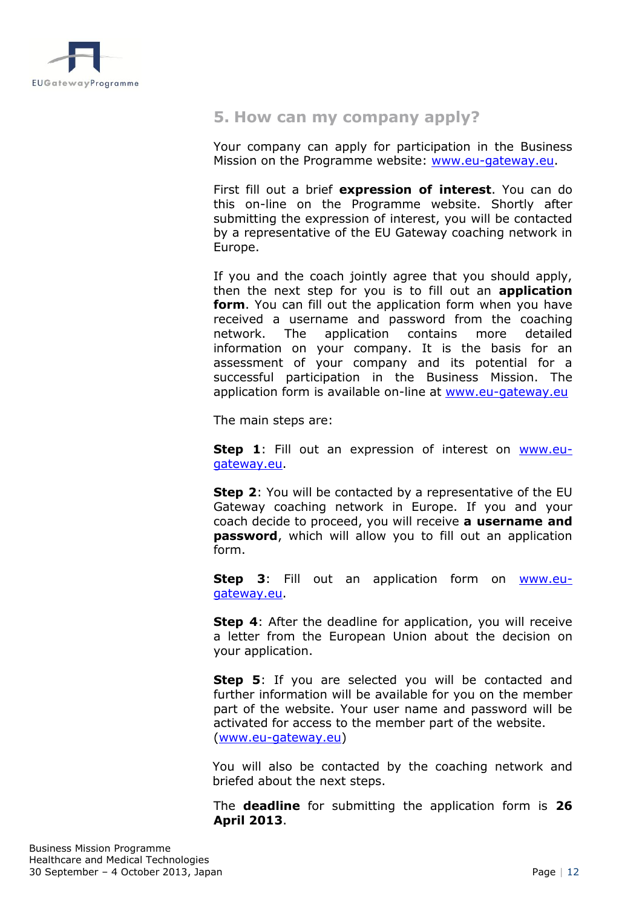## 5. How can my company apply?

Your company can apply for participation in the Business Mission on the Programme website: www.eu-gateway.eu.

First fill out a brief **expression of interest**. You can do this on-line on the Programme website. Shortly after submitting the expression of interest, you will be contacted by a representative of the EU Gateway coaching network in Europe.

If you and the coach jointly agree that you should apply, then the next step for you is to fill out an **application form**. You can fill out the application form when you have received a username and password from the coaching network. The application contains more detailed information on your company. It is the basis for an assessment of your company and its potential for a successful participation in the Business Mission. The application form is available on-line at www.eu-gateway.eu

The main steps are:

**Step 1**: Fill out an expression of interest on www.eu-gateway.eu.

**Step 2**: You will be contacted by a representative of the EU Gateway coaching network in Europe. If you and your coach decide to proceed, you will receive **a username and password**, which will allow you to fill out an application form.

**Step 3**: Fill out an application form on www.eu-gateway.eu.

**Step 4**: After the deadline for application, you will receive a letter from the European Union about the decision on your application.

**Step 5**: If you are selected you will be contacted and further information will be available for you on the member part of the website. Your user name and password will be activated for access to the member part of the website. (www.eu-gateway.eu)

You will also be contacted by the coaching network and briefed about the next steps.

The **deadline** for submitting the application form is **26 April 2013**.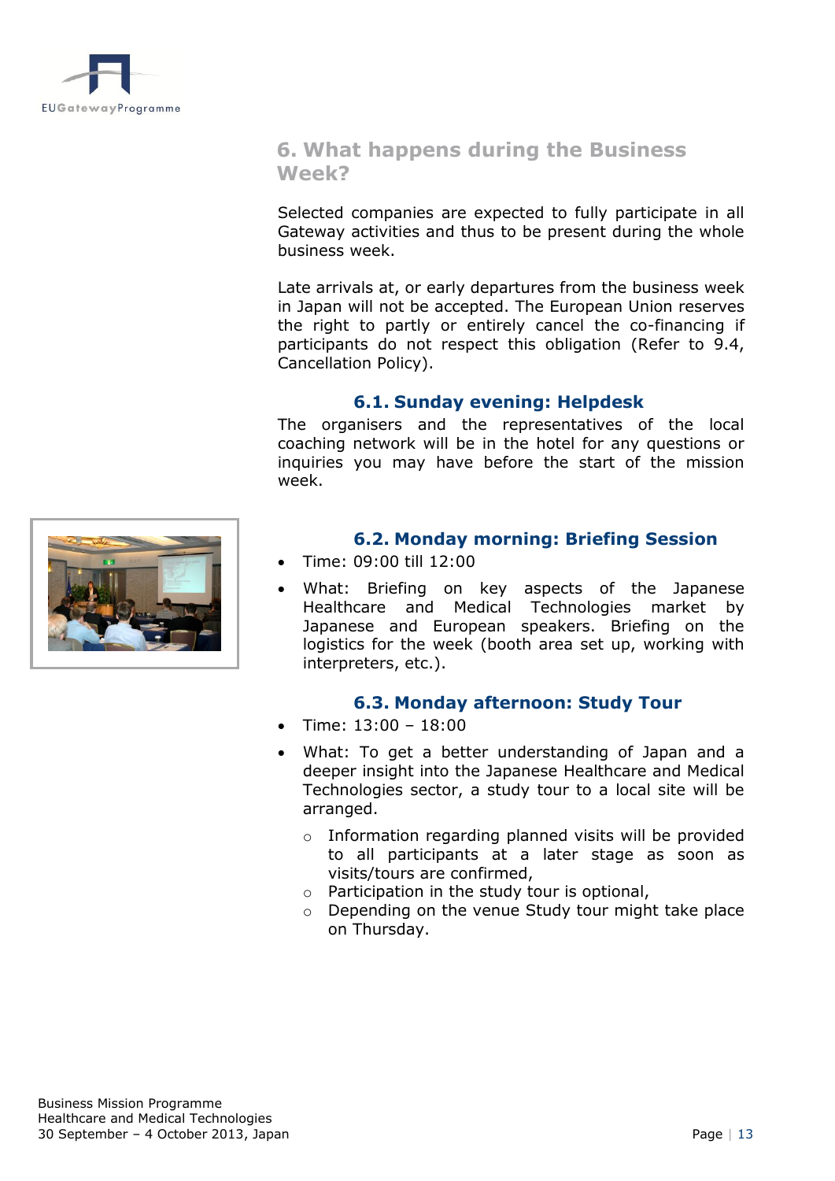## 6. What happens during the Business Week?

Selected companies are expected to fully participate in all Gateway activities and thus to be present during the whole business week.

Late arrivals at, or early departures from the business week in Japan will not be accepted. The European Union reserves the right to partly or entirely cancel the co-financing if participants do not respect this obligation (Refer to 9.4, Cancellation Policy).

### 6.1. Sunday evening: Helpdesk

The organisers and the representatives of the local coaching network will be in the hotel for any questions or inquiries you may have before the start of the mission week.

### 6.2. Monday morning: Briefing Session

- Time: 09:00 till 12:00
- What: Briefing on key aspects of the Japanese Healthcare and Medical Technologies market by Japanese and European speakers. Briefing on the logistics for the week (booth area set up, working with interpreters, etc.).

### 6.3. Monday afternoon: Study Tour

- Time: 13:00 – 18:00
- What: To get a better understanding of Japan and a deeper insight into the Japanese Healthcare and Medical Technologies sector, a study tour to a local site will be arranged.
  - Information regarding planned visits will be provided to all participants at a later stage as soon as visits/tours are confirmed,
  - Participation in the study tour is optional,
  - Depending on the venue Study tour might take place on Thursday.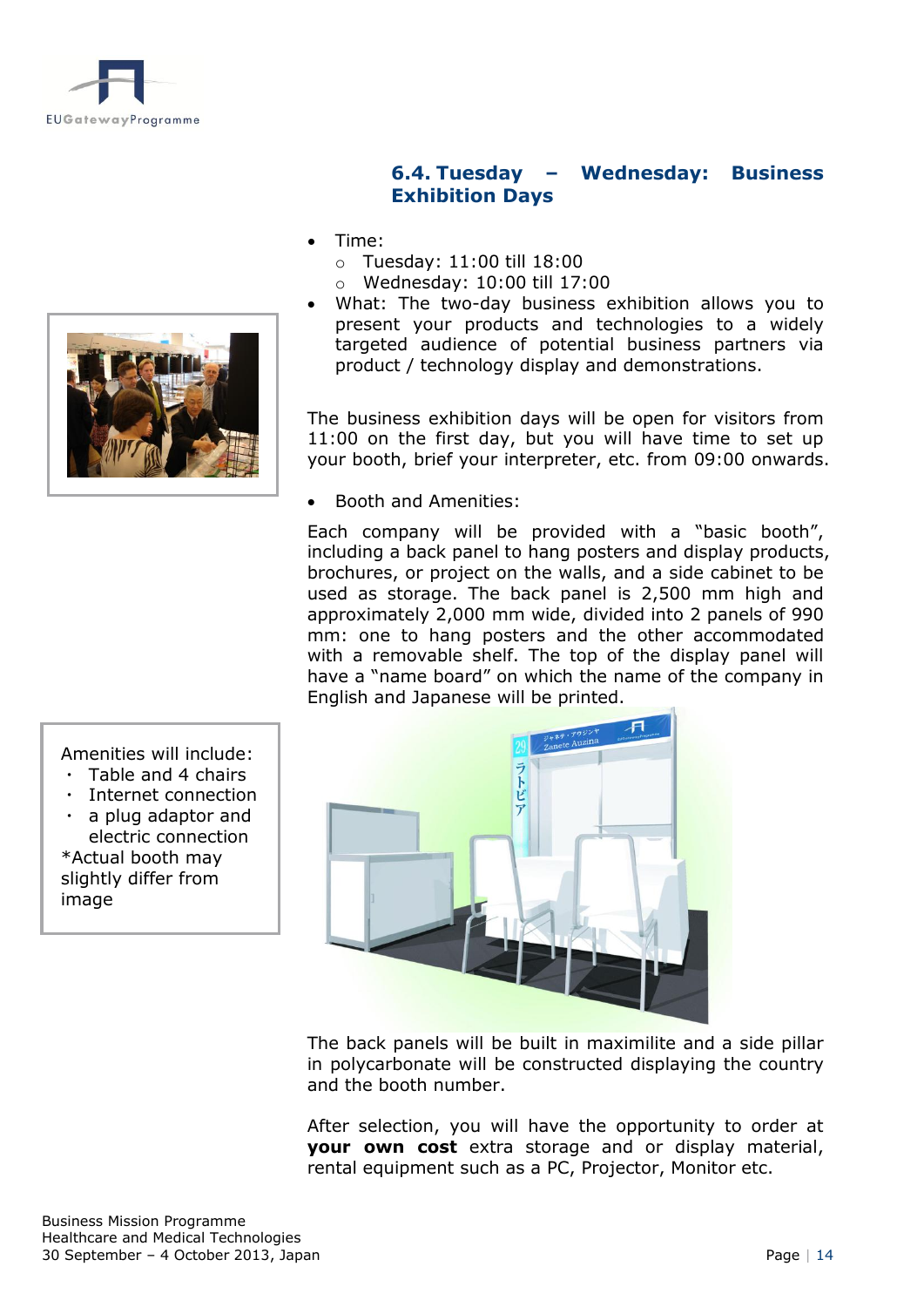## 6.4. Tuesday – Wednesday: Business Exhibition Days

- Time:
  - Tuesday: 11:00 till 18:00
  - Wednesday: 10:00 till 17:00
- What: The two-day business exhibition allows you to present your products and technologies to a widely targeted audience of potential business partners via product / technology display and demonstrations.

The business exhibition days will be open for visitors from 11:00 on the first day, but you will have time to set up your booth, brief your interpreter, etc. from 09:00 onwards.

- Booth and Amenities:

Each company will be provided with a "basic booth", including a back panel to hang posters and display products, brochures, or project on the walls, and a side cabinet to be used as storage. The back panel is 2,500 mm high and approximately 2,000 mm wide, divided into 2 panels of 990 mm: one to hang posters and the other accommodated with a removable shelf. The top of the display panel will have a "name board" on which the name of the company in English and Japanese will be printed.

Amenities will include:

- Table and 4 chairs
- Internet connection
- a plug adaptor and electric connection

*Actual booth may slightly differ from image

The back panels will be built in maximilite and a side pillar in polycarbonate will be constructed displaying the country and the booth number.

After selection, you will have the opportunity to order at **your own cost** extra storage and or display material, rental equipment such as a PC, Projector, Monitor etc.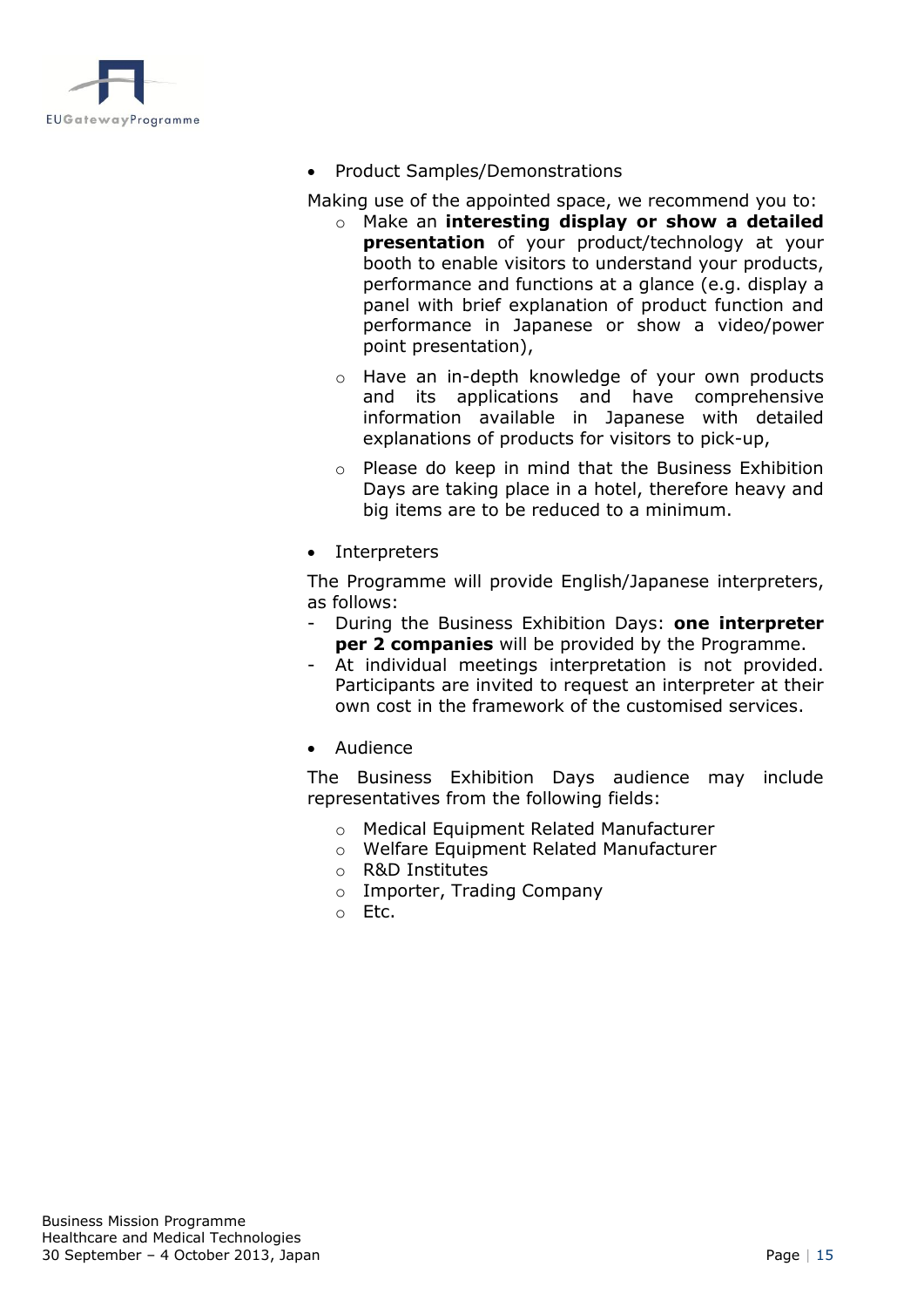- Product Samples/Demonstrations

Making use of the appointed space, we recommend you to:

  - Make an **interesting display or show a detailed presentation** of your product/technology at your booth to enable visitors to understand your products, performance and functions at a glance (e.g. display a panel with brief explanation of product function and performance in Japanese or show a video/power point presentation),

  - Have an in-depth knowledge of your own products and its applications and have comprehensive information available in Japanese with detailed explanations of products for visitors to pick-up,

  - Please do keep in mind that the Business Exhibition Days are taking place in a hotel, therefore heavy and big items are to be reduced to a minimum.

- Interpreters

The Programme will provide English/Japanese interpreters, as follows:

- During the Business Exhibition Days: **one interpreter per 2 companies** will be provided by the Programme.
- At individual meetings interpretation is not provided. Participants are invited to request an interpreter at their own cost in the framework of the customised services.

- Audience

The Business Exhibition Days audience may include representatives from the following fields:

  - Medical Equipment Related Manufacturer
  - Welfare Equipment Related Manufacturer
  - R&D Institutes
  - Importer, Trading Company
  - Etc.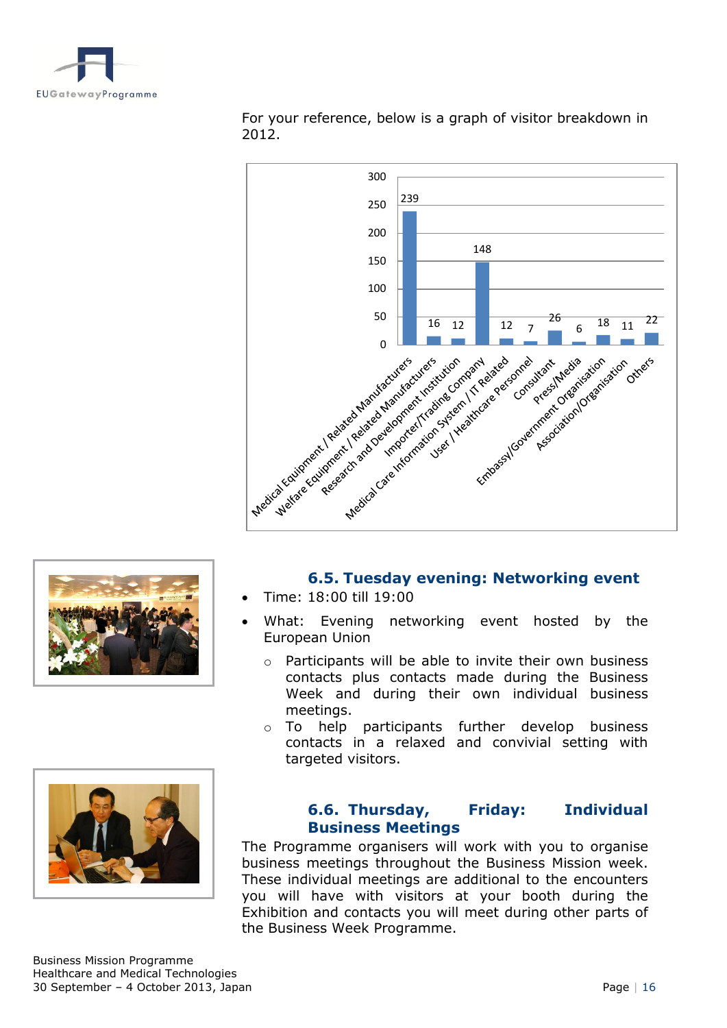For your reference, below is a graph of visitor breakdown in 2012.

| Category | Visitors |
|---|---|
| Medical Equipment / Related Manufacturers | 239 |
| Welfare Equipment / Related Manufacturers | 16 |
| Research and Development Institution | 12 |
| Importer/Trading Company | 148 |
| Medical Care Information System / IT Related | 12 |
| User / Healthcare Personnel | 7 |
| Consultant | 26 |
| Press/Media | 6 |
| Embassy/Government Organisation | 18 |
| Association/Organisation | 11 |
| Others | 22 |

## 6.5. Tuesday evening: Networking event

- Time: 18:00 till 19:00
- What: Evening networking event hosted by the European Union
  - Participants will be able to invite their own business contacts plus contacts made during the Business Week and during their own individual business meetings.
  - To help participants further develop business contacts in a relaxed and convivial setting with targeted visitors.

## 6.6. Thursday, Friday: Individual Business Meetings

The Programme organisers will work with you to organise business meetings throughout the Business Mission week. These individual meetings are additional to the encounters you will have with visitors at your booth during the Exhibition and contacts you will meet during other parts of the Business Week Programme.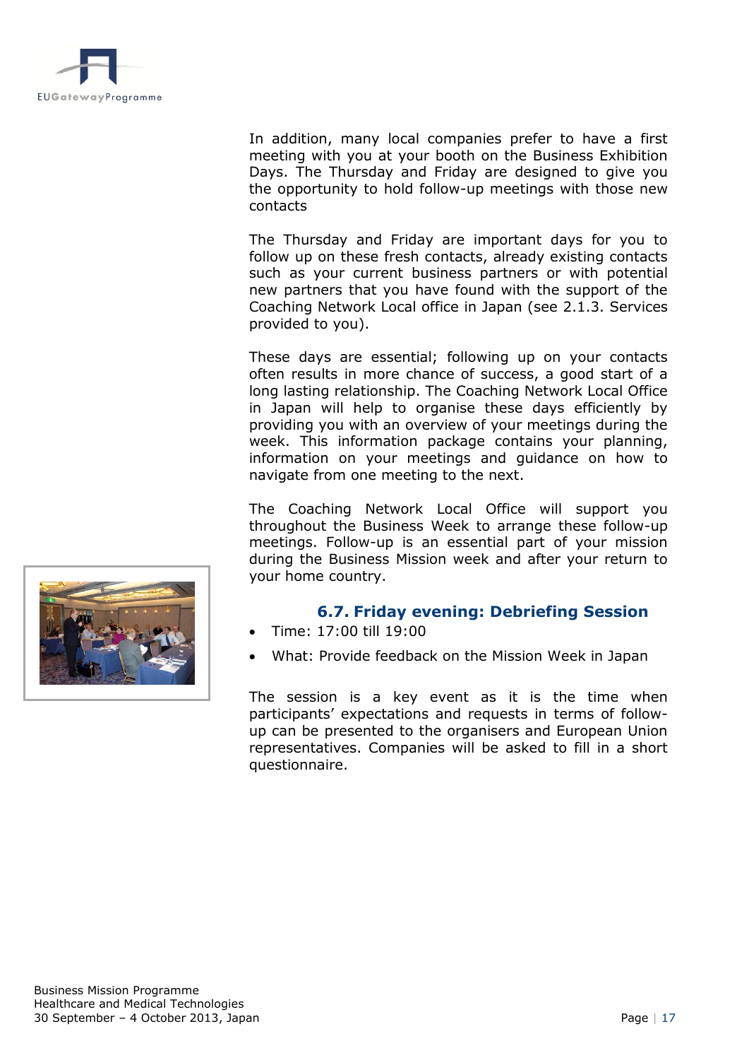In addition, many local companies prefer to have a first meeting with you at your booth on the Business Exhibition Days. The Thursday and Friday are designed to give you the opportunity to hold follow-up meetings with those new contacts

The Thursday and Friday are important days for you to follow up on these fresh contacts, already existing contacts such as your current business partners or with potential new partners that you have found with the support of the Coaching Network Local office in Japan (see 2.1.3. Services provided to you).

These days are essential; following up on your contacts often results in more chance of success, a good start of a long lasting relationship. The Coaching Network Local Office in Japan will help to organise these days efficiently by providing you with an overview of your meetings during the week. This information package contains your planning, information on your meetings and guidance on how to navigate from one meeting to the next.

The Coaching Network Local Office will support you throughout the Business Week to arrange these follow-up meetings. Follow-up is an essential part of your mission during the Business Mission week and after your return to your home country.

### 6.7. Friday evening: Debriefing Session

- Time: 17:00 till 19:00
- What: Provide feedback on the Mission Week in Japan

The session is a key event as it is the time when participants' expectations and requests in terms of follow-up can be presented to the organisers and European Union representatives. Companies will be asked to fill in a short questionnaire.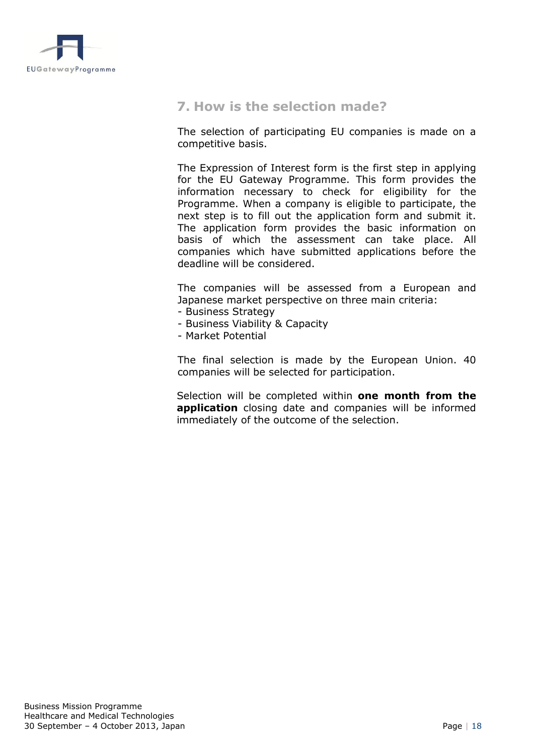## 7. How is the selection made?

The selection of participating EU companies is made on a competitive basis.

The Expression of Interest form is the first step in applying for the EU Gateway Programme. This form provides the information necessary to check for eligibility for the Programme. When a company is eligible to participate, the next step is to fill out the application form and submit it. The application form provides the basic information on basis of which the assessment can take place. All companies which have submitted applications before the deadline will be considered.

The companies will be assessed from a European and Japanese market perspective on three main criteria:
- Business Strategy
- Business Viability & Capacity
- Market Potential

The final selection is made by the European Union. 40 companies will be selected for participation.

Selection will be completed within **one month from the application** closing date and companies will be informed immediately of the outcome of the selection.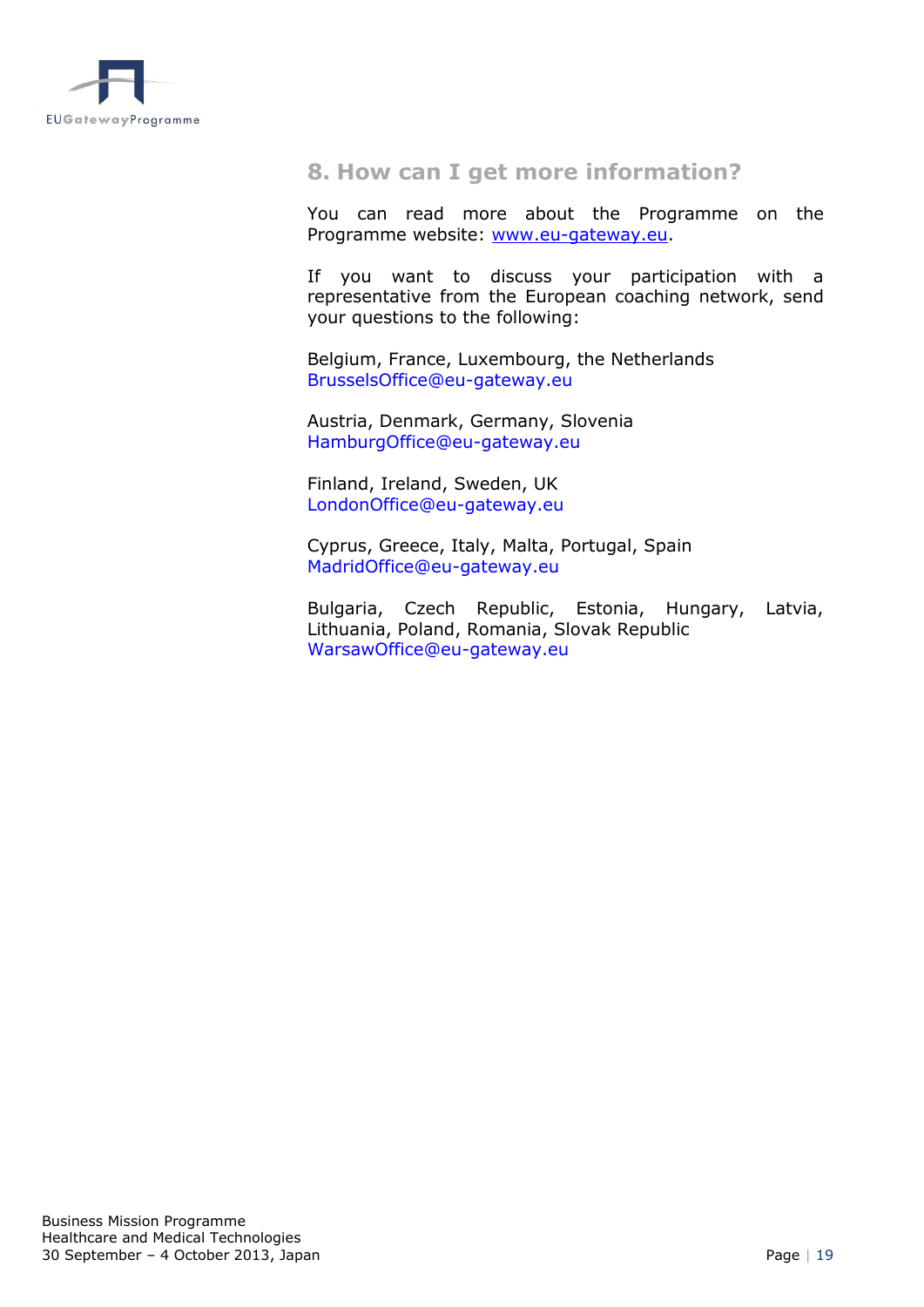## 8. How can I get more information?

You can read more about the Programme on the Programme website: [www.eu-gateway.eu](http://www.eu-gateway.eu).

If you want to discuss your participation with a representative from the European coaching network, send your questions to the following:

Belgium, France, Luxembourg, the Netherlands
BrusselsOffice@eu-gateway.eu

Austria, Denmark, Germany, Slovenia
HamburgOffice@eu-gateway.eu

Finland, Ireland, Sweden, UK
LondonOffice@eu-gateway.eu

Cyprus, Greece, Italy, Malta, Portugal, Spain
MadridOffice@eu-gateway.eu

Bulgaria, Czech Republic, Estonia, Hungary, Latvia, Lithuania, Poland, Romania, Slovak Republic
WarsawOffice@eu-gateway.eu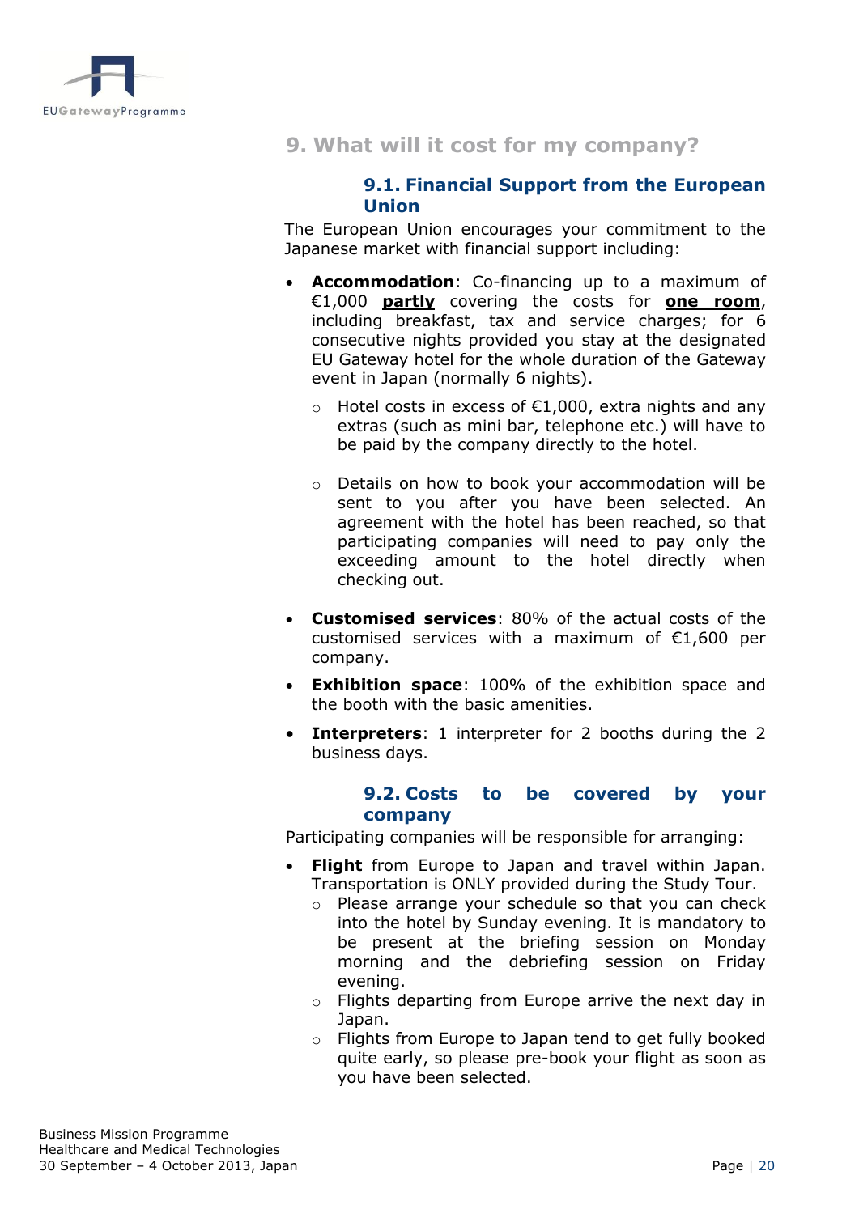## 9. What will it cost for my company?

### 9.1. Financial Support from the European Union

The European Union encourages your commitment to the Japanese market with financial support including:

- **Accommodation**: Co-financing up to a maximum of €1,000 **<u>partly</u>** covering the costs for **<u>one room</u>**, including breakfast, tax and service charges; for 6 consecutive nights provided you stay at the designated EU Gateway hotel for the whole duration of the Gateway event in Japan (normally 6 nights).
  - Hotel costs in excess of €1,000, extra nights and any extras (such as mini bar, telephone etc.) will have to be paid by the company directly to the hotel.
  - Details on how to book your accommodation will be sent to you after you have been selected. An agreement with the hotel has been reached, so that participating companies will need to pay only the exceeding amount to the hotel directly when checking out.
- **Customised services**: 80% of the actual costs of the customised services with a maximum of €1,600 per company.
- **Exhibition space**: 100% of the exhibition space and the booth with the basic amenities.
- **Interpreters**: 1 interpreter for 2 booths during the 2 business days.

### 9.2. Costs to be covered by your company

Participating companies will be responsible for arranging:

- **Flight** from Europe to Japan and travel within Japan. Transportation is ONLY provided during the Study Tour.
  - Please arrange your schedule so that you can check into the hotel by Sunday evening. It is mandatory to be present at the briefing session on Monday morning and the debriefing session on Friday evening.
  - Flights departing from Europe arrive the next day in Japan.
  - Flights from Europe to Japan tend to get fully booked quite early, so please pre-book your flight as soon as you have been selected.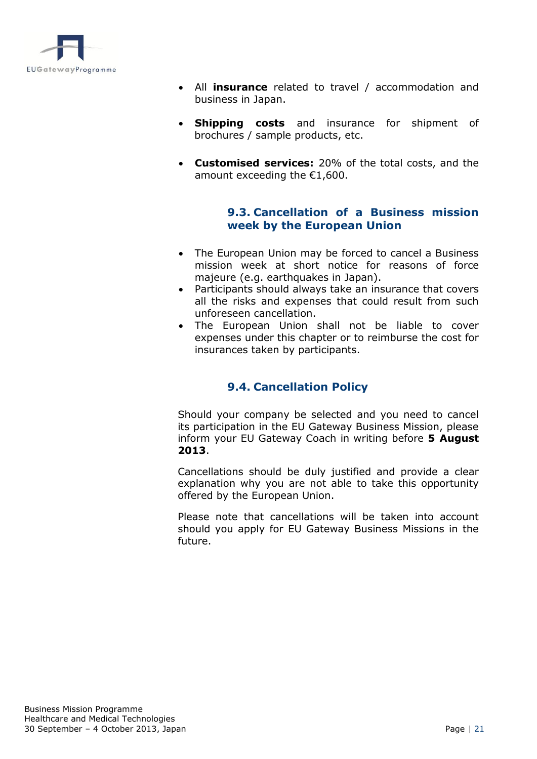- All **insurance** related to travel / accommodation and business in Japan.

- **Shipping costs** and insurance for shipment of brochures / sample products, etc.

- **Customised services:** 20% of the total costs, and the amount exceeding the €1,600.

### 9.3. Cancellation of a Business mission week by the European Union

- The European Union may be forced to cancel a Business mission week at short notice for reasons of force majeure (e.g. earthquakes in Japan).
- Participants should always take an insurance that covers all the risks and expenses that could result from such unforeseen cancellation.
- The European Union shall not be liable to cover expenses under this chapter or to reimburse the cost for insurances taken by participants.

### 9.4. Cancellation Policy

Should your company be selected and you need to cancel its participation in the EU Gateway Business Mission, please inform your EU Gateway Coach in writing before **5 August 2013**.

Cancellations should be duly justified and provide a clear explanation why you are not able to take this opportunity offered by the European Union.

Please note that cancellations will be taken into account should you apply for EU Gateway Business Missions in the future.